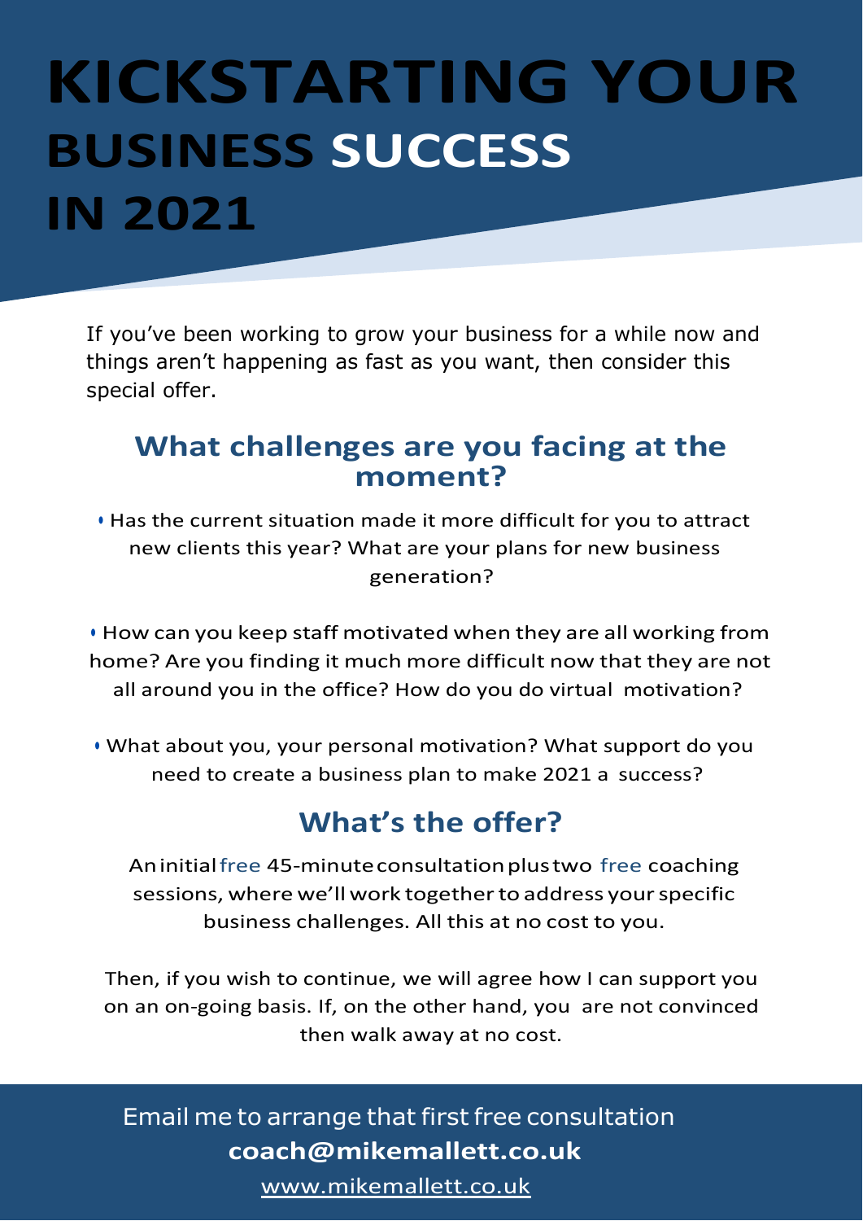# KICKSTARTING YOUR BUSINESS SUCCESS IN 2021

If you've been working to grow your business for a while now and things aren't happening as fast as you want, then consider this special offer.

## What challenges are you facing at the moment?

- Has the current situation made it more difficult for you to attract new clients this year? What are your plans for new business generation?

- How can you keep staff motivated when they are all working from home? Are you finding it much more difficult now that they are not all around you in the office? How do you do virtual motivation?

- What about you, your personal motivation? What support do you need to create a business plan to make 2021 a success?

## What's the offer?

An initial free 45-minute consultation plus two free coaching sessions, where we'll work together to address your specific business challenges. All this at no cost to you.

Then, if you wish to continue, we will agree how I can support you on an on-going basis. If, on the other hand, you are not convinced then walk away at no cost.

Email me to arrange that first free consultation

**coach@mikemallett.co.uk**

www.mikemallett.co.uk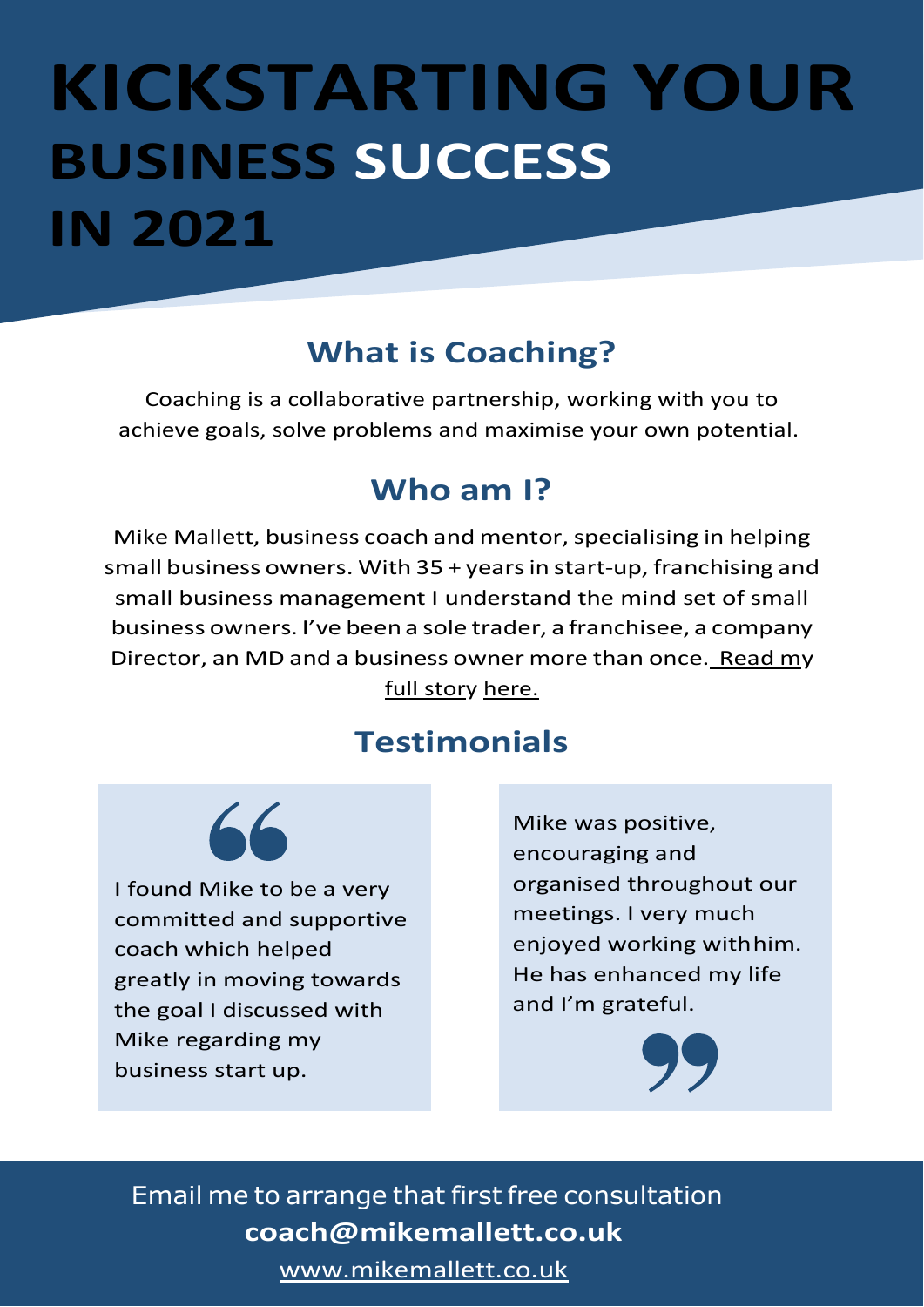# KICKSTARTING YOUR BUSINESS SUCCESS IN 2021

## What is Coaching?

Coaching is a collaborative partnership, working with you to achieve goals, solve problems and maximise your own potential.

## Who am I?

Mike Mallett, business coach and mentor, specialising in helping small business owners. With 35 + years in start-up, franchising and small business management I understand the mind set of small business owners. I've been a sole trader, a franchisee, a company Director, an MD and a business owner more than once. Read my full story here.

## Testimonials

> I found Mike to be a very committed and supportive coach which helped greatly in moving towards the goal I discussed with Mike regarding my business start up.

> Mike was positive, encouraging and organised throughout our meetings. I very much enjoyed working with him. He has enhanced my life and I'm grateful.

Email me to arrange that first free consultation

**coach@mikemallett.co.uk**

www.mikemallett.co.uk